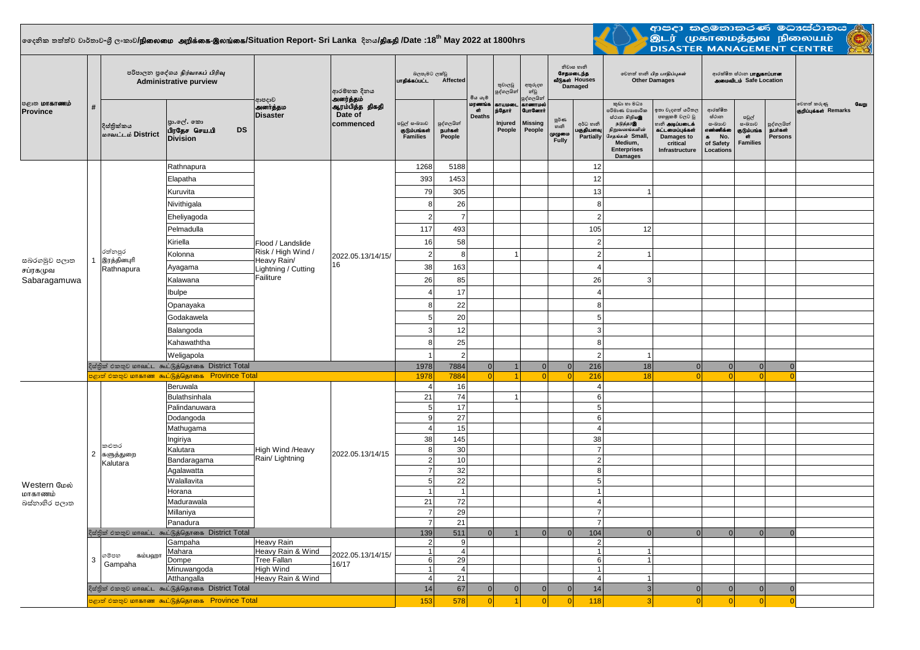# දෛනික තත්ත්ව වාර්තාව-ශ්‍රී ලංකාව/நிலைமை அறிக்கை-இலங்கை/Situation Report- Sri Lanka දිනය/திகதி /Date :18th May 2022 at 1800hrs

ආපදා කළමනාකරණ මධ්‍යස්ථානය / இடர் முகாமைத்துவ நிலையம் / DISASTER MANAGEMENT CENTRE

| පළාත மாகாணம் Province | # | දිස්ත්‍රික්කය மாவட்டம் District | ප්‍රා.ලේ. කො பிரதேச செய.பி DS Division | ආපදාව அனர்த்தம Disaster | ආරම්භක දිනය அனர்த்தம் ஆரம்பித்த திகதி Date of commenced | බලපෑමට ලක්වූ பாதிக்கப்பட்ட Affected - පවුල් සංඛ්‍යාව குடும்பங்கள் Families | බලපෑමට ලක්වූ பாதிக்கப்பட்ட Affected - පුද්ගලයින් நபர்கள் People | මිය යෑම් மரணங்கள் Deaths | තුවාලවූ පුද්ගලයින් காயமடைந்தோர் Injured People | අතුරුදන් වූ පුද්ගලයින් காணாமல் போனோர் Missing People | නිවාස හානි சேதமடைந்த வீடுகள் Houses Damaged - පූර්ණ හානි முழுமை Fully | නිවාස හානි Houses Damaged - අර්ධ හානි பகுதியளவு Partially | වෙනත් හානි பிற பாதிப்புகள் Other Damages - කුඩා හා මධ්‍ය පරිමාණ ව්‍යාපාරික ස්ථාන Small, Medium, Enterprises Damages | වෙනත් හානි Other Damages - ඉතා වැදගත් යටිතල පහසුකම් Damages to critical Infrastructure | ආරක්ෂිත ස්ථාන பாதுகாப்பான அமைவிடம் Safe Location - ආරක්ෂිත ස්ථාන සංඛ්‍යාව No. of Safety Locations | Safe Location - පවුල් සංඛ්‍යාව குடும்பங்கள் Families | Safe Location - පුද්ගලයින් நபர்கள் Persons | වෙනත් කරුණු வேறு குறிப்புக்கள் Remarks |
|---|---|---|---|---|---|---|---|---|---|---|---|---|---|---|---|---|---|---|
| සබරගමුව පළාත சப்ரகமுவ Sabaragamuwa | 1 | රත්නපුර இரத்தினபுரி Rathnapura | Rathnapura | Flood / Landslide Risk / High Wind / Heavy Rain/ Lightning / Cutting Failiture | 2022.05.13/14/15/16 | 1268 | 5188 | | | | | 12 | | | | | | |
| | | | Elapatha | | | 393 | 1453 | | | | | 12 | | | | | | |
| | | | Kuruvita | | | 79 | 305 | | | | | 13 | 1 | | | | | |
| | | | Nivithigala | | | 8 | 26 | | | | | 8 | | | | | | |
| | | | Eheliyagoda | | | 2 | 7 | | | | | 2 | | | | | | |
| | | | Pelmadulla | | | 117 | 493 | | | | | 105 | 12 | | | | | |
| | | | Kiriella | | | 16 | 58 | | | | | 2 | | | | | | |
| | | | Kolonna | | | 2 | 8 | | 1 | | | 2 | 1 | | | | | |
| | | | Ayagama | | | 38 | 163 | | | | | 4 | | | | | | |
| | | | Kalawana | | | 26 | 85 | | | | | 26 | 3 | | | | | |
| | | | Ibulpe | | | 4 | 17 | | | | | 4 | | | | | | |
| | | | Opanayaka | | | 8 | 22 | | | | | 8 | | | | | | |
| | | | Godakawela | | | 5 | 20 | | | | | 5 | | | | | | |
| | | | Balangoda | | | 3 | 12 | | | | | 3 | | | | | | |
| | | | Kahawaththa | | | 8 | 25 | | | | | 8 | | | | | | |
| | | | Weligapola | | | 1 | 2 | | | | | 2 | 1 | | | | | |
| | | දිස්ත්‍රික් එකතුව மாவட்ட கூட்டுத்தொகை District Total | | | | 1978 | 7884 | 0 | 1 | 0 | 0 | 216 | 18 | 0 | 0 | 0 | 0 | |
| | | පළාත් එකතුව மாகாண கூட்டுத்தொகை Province Total | | | | 1978 | 7884 | 0 | 1 | 0 | 0 | 216 | 18 | 0 | 0 | 0 | 0 | |
| Western மேல் மாகாணம் බස්නාහිර පළාත | 2 | කළුතර களுத்துறை Kalutara | Beruwala | High Wind /Heavy Rain/ Lightning | 2022.05.13/14/15 | 4 | 16 | | | | | 4 | | | | | | |
| | | | Bulathsinhala | | | 21 | 74 | | 1 | | | 6 | | | | | | |
| | | | Palindanuwara | | | 5 | 17 | | | | | 5 | | | | | | |
| | | | Dodangoda | | | 9 | 27 | | | | | 6 | | | | | | |
| | | | Mathugama | | | 4 | 15 | | | | | 4 | | | | | | |
| | | | Ingiriya | | | 38 | 145 | | | | | 38 | | | | | | |
| | | | Kalutara | | | 8 | 30 | | | | | 7 | | | | | | |
| | | | Bandaragama | | | 2 | 10 | | | | | 2 | | | | | | |
| | | | Agalawatta | | | 7 | 32 | | | | | 8 | | | | | | |
| | | | Walallavita | | | 5 | 22 | | | | | 5 | | | | | | |
| | | | Horana | | | 1 | 1 | | | | | 1 | | | | | | |
| | | | Madurawala | | | 21 | 72 | | | | | 4 | | | | | | |
| | | | Millaniya | | | 7 | 29 | | | | | 7 | | | | | | |
| | | | Panadura | | | 7 | 21 | | | | | 7 | | | | | | |
| | | දිස්ත්‍රික් එකතුව மாவட்ட கூட்டுத்தொகை District Total | | | | 139 | 511 | 0 | 1 | 0 | 0 | 104 | 0 | 0 | 0 | 0 | 0 | |
| | 3 | ගම්පහ கம்பஹா Gampaha | Gampaha | Heavy Rain | 2022.05.13/14/15/16/17 | 2 | 9 | | | | | 2 | | | | | | |
| | | | Mahara | Heavy Rain & Wind | | 1 | 4 | | | | | 1 | 1 | | | | | |
| | | | Dompe | Tree Fallan | | 6 | 29 | | | | | 6 | 1 | | | | | |
| | | | Minuwangoda | High Wind | | 1 | 4 | | | | | 1 | | | | | | |
| | | | Atthangalla | Heavy Rain & Wind | | 4 | 21 | | | | | 4 | 1 | | | | | |
| | | දිස්ත්‍රික් එකතුව மாவட்ட கூட்டுத்தொகை District Total | | | | 14 | 67 | 0 | 0 | 0 | 0 | 14 | 3 | 0 | 0 | 0 | 0 | |
| | | පළාත් එකතුව மாகாண கூட்டுத்தொகை Province Total | | | | 153 | 578 | 0 | 1 | 0 | 0 | 118 | 3 | 0 | 0 | 0 | 0 | |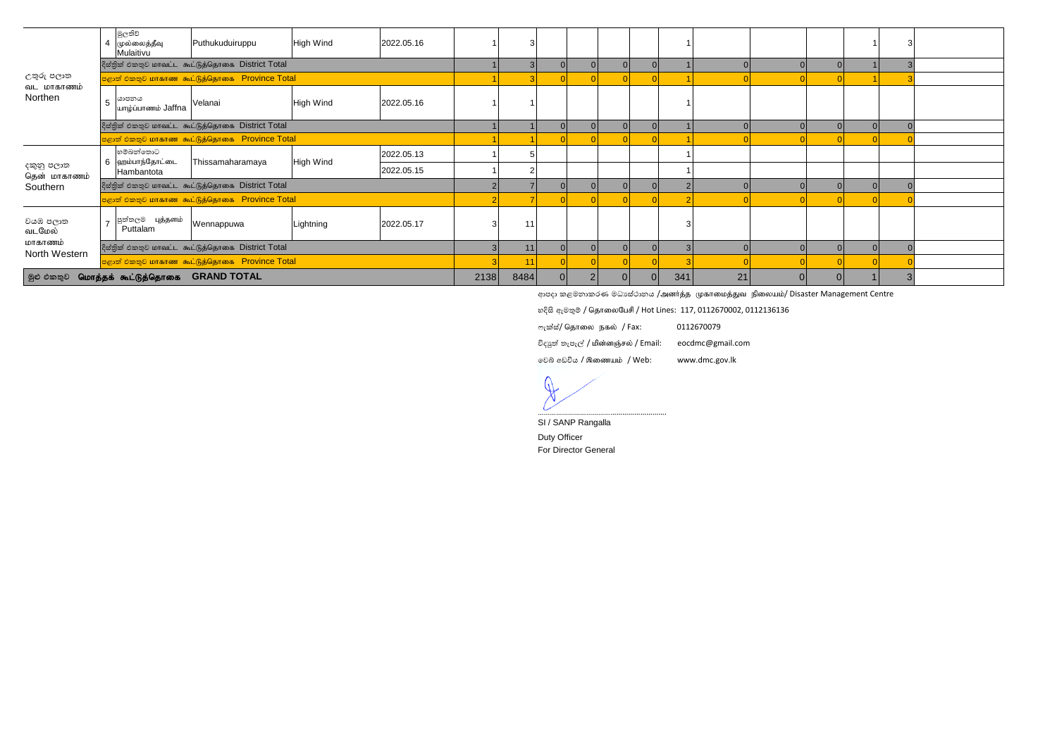| | | | | | | | | | | | | | | | | | |
|---|---|---|---|---|---|---|---|---|---|---|---|---|---|---|---|---|---|
| උතුරු පලාත வட மாகாணம் Northen | 4 | මුලතිව් முல்லைத்தீவு Mulaitivu | Puthukuduiruppu | High Wind | 2022.05.16 | 1 | 3 | | | | | 1 | | | | 1 | 3 |
| | දිස්ත්‍රික් එකතුව மாவட்ட கூட்டுத்தொகை District Total | | | | | 1 | 3 | 0 | 0 | 0 | 0 | 1 | 0 | 0 | 0 | 1 | 3 |
| | පළාත් එකතුව மாகாண கூட்டுத்தொகை Province Total | | | | | 1 | 3 | 0 | 0 | 0 | 0 | 1 | 0 | 0 | 0 | 1 | 3 |
| | 5 | යාපනය யாழ்ப்பாணம் Jaffna | Velanai | High Wind | 2022.05.16 | 1 | 1 | | | | | 1 | | | | | |
| | දිස්ත්‍රික් එකතුව மாவட்ட கூட்டுத்தொகை District Total | | | | | 1 | 1 | 0 | 0 | 0 | 0 | 1 | 0 | 0 | 0 | 0 | 0 |
| | පළාත් එකතුව மாகாண கூட்டுத்தொகை Province Total | | | | | 1 | 1 | 0 | 0 | 0 | 0 | 1 | 0 | 0 | 0 | 0 | 0 |
| දකුණු පලාත தென் மாகாணம் Southern | 6 | හම්බන්තොට ஹம்பாந்தோட்டை Hambantota | Thissamaharamaya | High Wind | 2022.05.13 | 1 | 5 | | | | | 1 | | | | | |
| | | | | | 2022.05.15 | 1 | 2 | | | | | 1 | | | | | |
| | දිස්ත්‍රික් එකතුව மாவட்ட கூட்டுத்தொகை District Total | | | | | 2 | 7 | 0 | 0 | 0 | 0 | 2 | 0 | 0 | 0 | 0 | 0 |
| | පළාත් එකතුව மாகாண கூட்டுத்தொகை Province Total | | | | | 2 | 7 | 0 | 0 | 0 | 0 | 2 | 0 | 0 | 0 | 0 | 0 |
| වයඹ පලාත வடமேல் மாகாணம் North Western | 7 | පුත්තලම புத்தளம் Puttalam | Wennappuwa | Lightning | 2022.05.17 | 3 | 11 | | | | | 3 | | | | | |
| | දිස්ත්‍රික් එකතුව மாவட்ட கூட்டுத்தொகை District Total | | | | | 3 | 11 | 0 | 0 | 0 | 0 | 3 | 0 | 0 | 0 | 0 | 0 |
| | පළාත් එකතුව மாகாண கூட்டுத்தொகை Province Total | | | | | 3 | 11 | 0 | 0 | 0 | 0 | 3 | 0 | 0 | 0 | 0 | 0 |
| මුළු එකතුව மொத்தக் கூட்டுத்தொகை GRAND TOTAL | | | | | | 2138 | 8484 | 0 | 2 | 0 | 0 | 341 | 21 | 0 | 0 | 1 | 3 |

ආපදා කළමනාකරණ මධ්‍යස්ථානය /அனர்த்த முகாமைத்துவ நிலையம்/ Disaster Management Centre

හදිසි ඇමතුම් / தொலைபேசி / Hot Lines: 117, 0112670002, 0112136136

ෆැක්ස්/ தொலை நகல் / Fax: 0112670079

විද්‍යුත් තැපැල් / மின்னஞ்சல் / Email: eocdmc@gmail.com

වෙබ් අඩවිය / இணையம் / Web: www.dmc.gov.lk

..............................................................

SI / SANP Rangalla

Duty Officer

For Director General